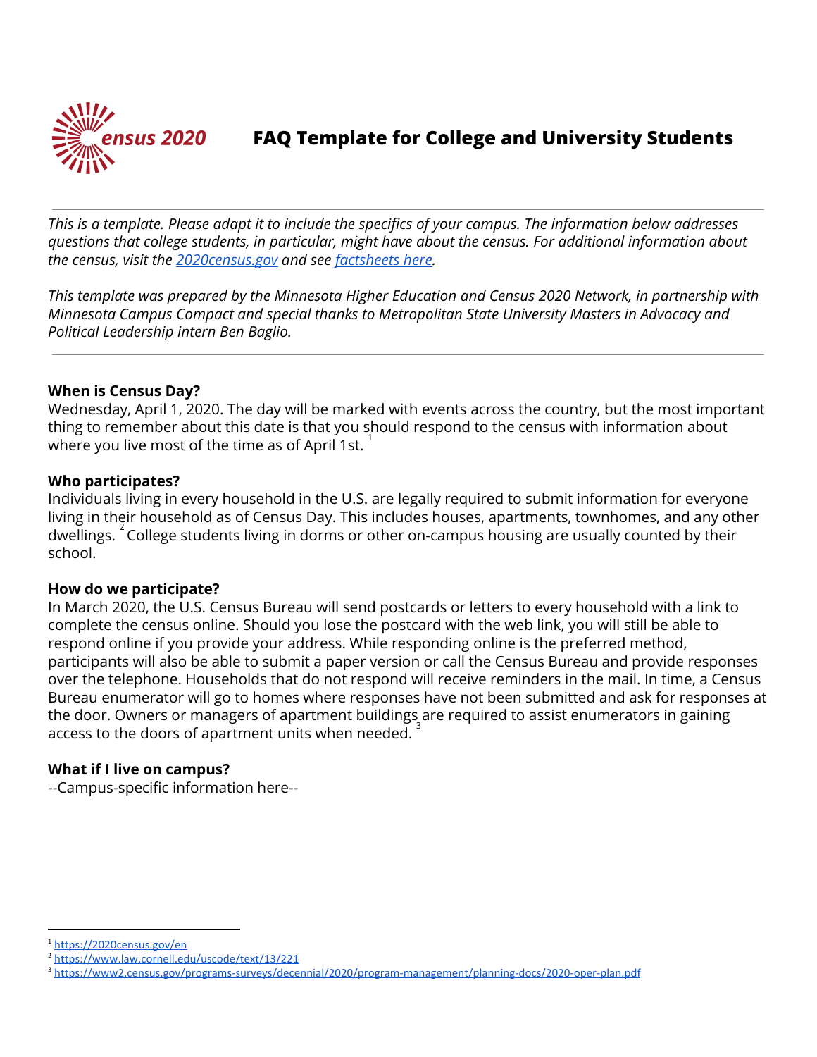# Census 2020 FAQ Template for College and University Students

*This is a template. Please adapt it to include the specifics of your campus. The information below addresses questions that college students, in particular, might have about the census. For additional information about the census, visit the [2020census.gov](https://2020census.gov) and see factsheets here.*

*This template was prepared by the Minnesota Higher Education and Census 2020 Network, in partnership with Minnesota Campus Compact and special thanks to Metropolitan State University Masters in Advocacy and Political Leadership intern Ben Baglio.*

---

**When is Census Day?**

Wednesday, April 1, 2020. The day will be marked with events across the country, but the most important thing to remember about this date is that you should respond to the census with information about where you live most of the time as of April 1st.[1]

**Who participates?**

Individuals living in every household in the U.S. are legally required to submit information for everyone living in their household as of Census Day. This includes houses, apartments, townhomes, and any other dwellings.[2] College students living in dorms or other on-campus housing are usually counted by their school.

**How do we participate?**

In March 2020, the U.S. Census Bureau will send postcards or letters to every household with a link to complete the census online. Should you lose the postcard with the web link, you will still be able to respond online if you provide your address. While responding online is the preferred method, participants will also be able to submit a paper version or call the Census Bureau and provide responses over the telephone. Households that do not respond will receive reminders in the mail. In time, a Census Bureau enumerator will go to homes where responses have not been submitted and ask for responses at the door. Owners or managers of apartment buildings are required to assist enumerators in gaining access to the doors of apartment units when needed.[3]

**What if I live on campus?**

--Campus-specific information here--

---

[1] https://2020census.gov/en

[2] https://www.law.cornell.edu/uscode/text/13/221

[3] https://www2.census.gov/programs-surveys/decennial/2020/program-management/planning-docs/2020-oper-plan.pdf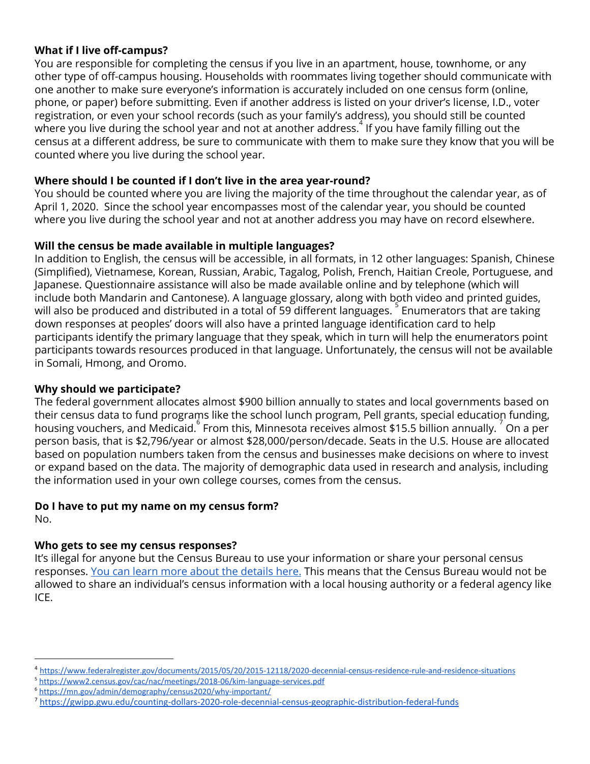**What if I live off-campus?**

You are responsible for completing the census if you live in an apartment, house, townhome, or any other type of off-campus housing. Households with roommates living together should communicate with one another to make sure everyone's information is accurately included on one census form (online, phone, or paper) before submitting. Even if another address is listed on your driver's license, I.D., voter registration, or even your school records (such as your family's address), you should still be counted where you live during the school year and not at another address.[4] If you have family filling out the census at a different address, be sure to communicate with them to make sure they know that you will be counted where you live during the school year.

**Where should I be counted if I don't live in the area year-round?**

You should be counted where you are living the majority of the time throughout the calendar year, as of April 1, 2020. Since the school year encompasses most of the calendar year, you should be counted where you live during the school year and not at another address you may have on record elsewhere.

**Will the census be made available in multiple languages?**

In addition to English, the census will be accessible, in all formats, in 12 other languages: Spanish, Chinese (Simplified), Vietnamese, Korean, Russian, Arabic, Tagalog, Polish, French, Haitian Creole, Portuguese, and Japanese. Questionnaire assistance will also be made available online and by telephone (which will include both Mandarin and Cantonese). A language glossary, along with both video and printed guides, will also be produced and distributed in a total of 59 different languages.[5] Enumerators that are taking down responses at peoples' doors will also have a printed language identification card to help participants identify the primary language that they speak, which in turn will help the enumerators point participants towards resources produced in that language. Unfortunately, the census will not be available in Somali, Hmong, and Oromo.

**Why should we participate?**

The federal government allocates almost $900 billion annually to states and local governments based on their census data to fund programs like the school lunch program, Pell grants, special education funding, housing vouchers, and Medicaid.[6] From this, Minnesota receives almost $15.5 billion annually.[7] On a per person basis, that is $2,796/year or almost $28,000/person/decade. Seats in the U.S. House are allocated based on population numbers taken from the census and businesses make decisions on where to invest or expand based on the data. The majority of demographic data used in research and analysis, including the information used in your own college courses, comes from the census.

**Do I have to put my name on my census form?**

No.

**Who gets to see my census responses?**

It's illegal for anyone but the Census Bureau to use your information or share your personal census responses. [You can learn more about the details here.]() This means that the Census Bureau would not be allowed to share an individual's census information with a local housing authority or a federal agency like ICE.

---

[4] https://www.federalregister.gov/documents/2015/05/20/2015-12118/2020-decennial-census-residence-rule-and-residence-situations

[5] https://www2.census.gov/cac/nac/meetings/2018-06/kim-language-services.pdf

[6] https://mn.gov/admin/demography/census2020/why-important/

[7] https://gwipp.gwu.edu/counting-dollars-2020-role-decennial-census-geographic-distribution-federal-funds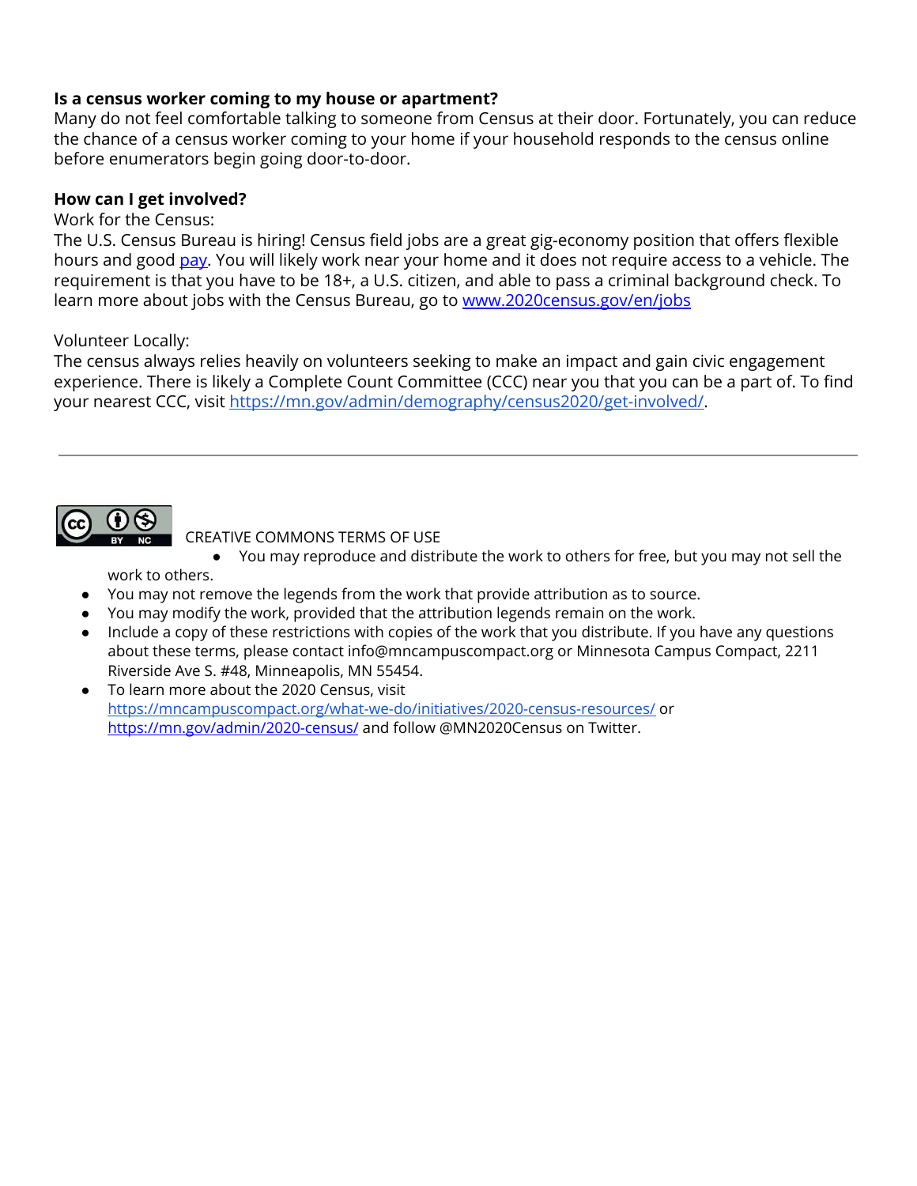**Is a census worker coming to my house or apartment?**

Many do not feel comfortable talking to someone from Census at their door. Fortunately, you can reduce the chance of a census worker coming to your home if your household responds to the census online before enumerators begin going door-to-door.

**How can I get involved?**

Work for the Census:

The U.S. Census Bureau is hiring! Census field jobs are a great gig-economy position that offers flexible hours and good pay. You will likely work near your home and it does not require access to a vehicle. The requirement is that you have to be 18+, a U.S. citizen, and able to pass a criminal background check. To learn more about jobs with the Census Bureau, go to www.2020census.gov/en/jobs

Volunteer Locally:

The census always relies heavily on volunteers seeking to make an impact and gain civic engagement experience. There is likely a Complete Count Committee (CCC) near you that you can be a part of. To find your nearest CCC, visit https://mn.gov/admin/demography/census2020/get-involved/.

---

CREATIVE COMMONS TERMS OF USE

- You may reproduce and distribute the work to others for free, but you may not sell the work to others.
- You may not remove the legends from the work that provide attribution as to source.
- You may modify the work, provided that the attribution legends remain on the work.
- Include a copy of these restrictions with copies of the work that you distribute. If you have any questions about these terms, please contact info@mncampuscompact.org or Minnesota Campus Compact, 2211 Riverside Ave S. #48, Minneapolis, MN 55454.
- To learn more about the 2020 Census, visit https://mncampuscompact.org/what-we-do/initiatives/2020-census-resources/ or https://mn.gov/admin/2020-census/ and follow @MN2020Census on Twitter.